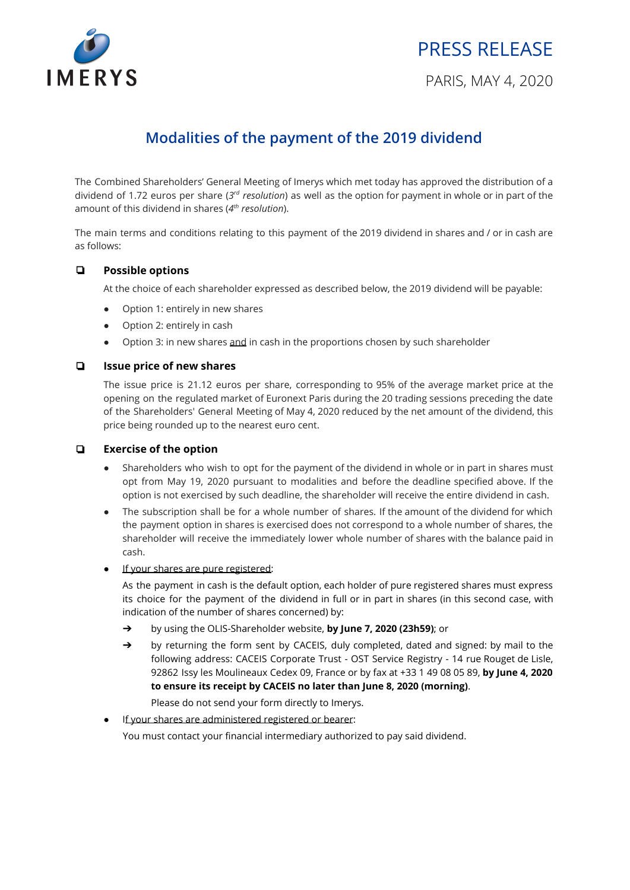IMERYS

PRESS RELEASE

PARIS, MAY 4, 2020

# Modalities of the payment of the 2019 dividend

The Combined Shareholders' General Meeting of Imerys which met today has approved the distribution of a dividend of 1.72 euros per share (*3rd resolution*) as well as the option for payment in whole or in part of the amount of this dividend in shares (*4th resolution*).

The main terms and conditions relating to this payment of the 2019 dividend in shares and / or in cash are as follows:

## Possible options

At the choice of each shareholder expressed as described below, the 2019 dividend will be payable:

- Option 1: entirely in new shares
- Option 2: entirely in cash
- Option 3: in new shares and in cash in the proportions chosen by such shareholder

## Issue price of new shares

The issue price is 21.12 euros per share, corresponding to 95% of the average market price at the opening on the regulated market of Euronext Paris during the 20 trading sessions preceding the date of the Shareholders' General Meeting of May 4, 2020 reduced by the net amount of the dividend, this price being rounded up to the nearest euro cent.

## Exercise of the option

- Shareholders who wish to opt for the payment of the dividend in whole or in part in shares must opt from May 19, 2020 pursuant to modalities and before the deadline specified above. If the option is not exercised by such deadline, the shareholder will receive the entire dividend in cash.
- The subscription shall be for a whole number of shares. If the amount of the dividend for which the payment option in shares is exercised does not correspond to a whole number of shares, the shareholder will receive the immediately lower whole number of shares with the balance paid in cash.
- If your shares are pure registered:

  As the payment in cash is the default option, each holder of pure registered shares must express its choice for the payment of the dividend in full or in part in shares (in this second case, with indication of the number of shares concerned) by:

  - by using the OLIS-Shareholder website, **by June 7, 2020 (23h59)**; or
  - by returning the form sent by CACEIS, duly completed, dated and signed: by mail to the following address: CACEIS Corporate Trust - OST Service Registry - 14 rue Rouget de Lisle, 92862 Issy les Moulineaux Cedex 09, France or by fax at +33 1 49 08 05 89, **by June 4, 2020 to ensure its receipt by CACEIS no later than June 8, 2020 (morning)**.

    Please do not send your form directly to Imerys.
- If your shares are administered registered or bearer:

  You must contact your financial intermediary authorized to pay said dividend.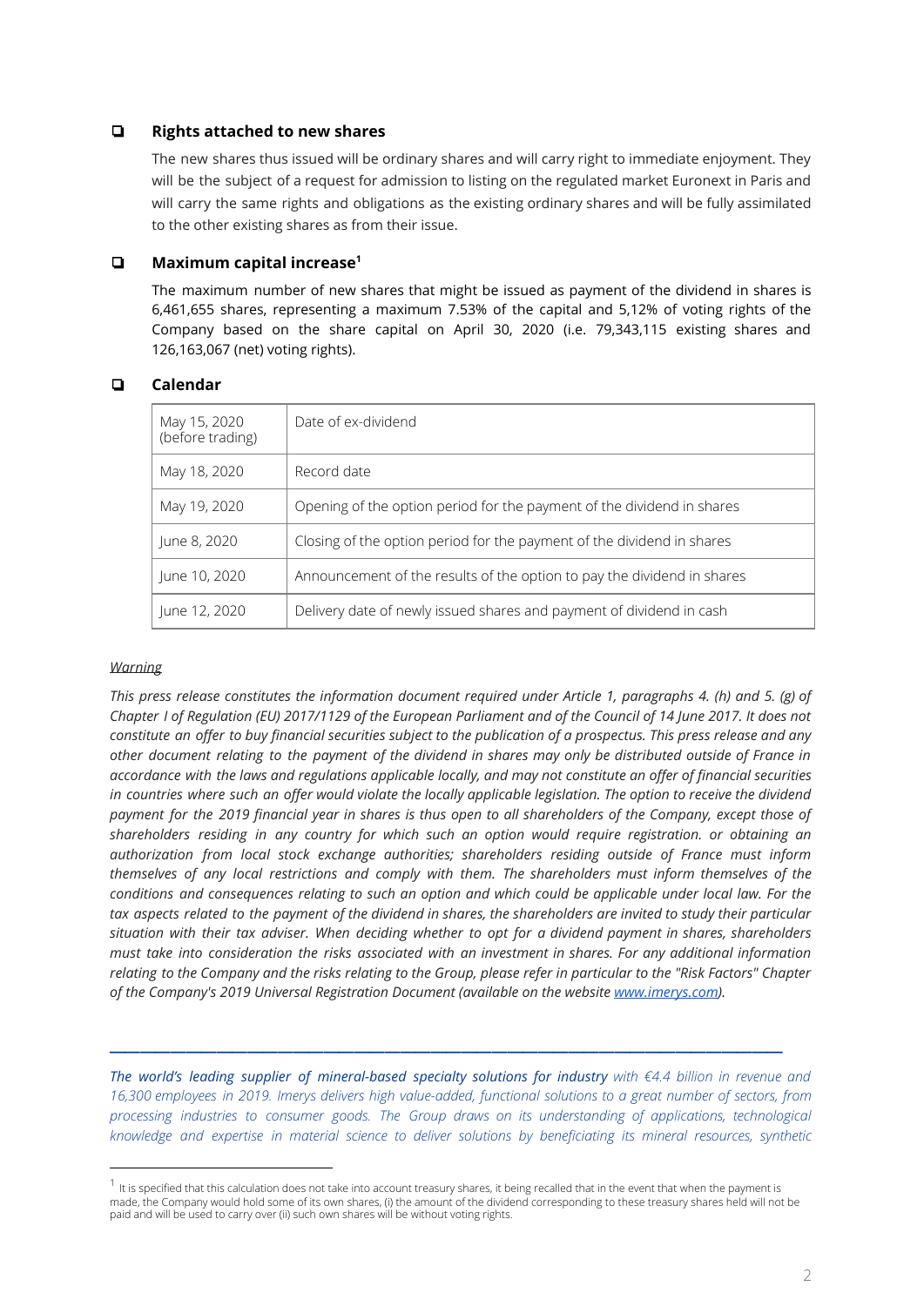## Rights attached to new shares

The new shares thus issued will be ordinary shares and will carry right to immediate enjoyment. They will be the subject of a request for admission to listing on the regulated market Euronext in Paris and will carry the same rights and obligations as the existing ordinary shares and will be fully assimilated to the other existing shares as from their issue.

## Maximum capital increase[1]

The maximum number of new shares that might be issued as payment of the dividend in shares is 6,461,655 shares, representing a maximum 7.53% of the capital and 5,12% of voting rights of the Company based on the share capital on April 30, 2020 (i.e. 79,343,115 existing shares and 126,163,067 (net) voting rights).

## Calendar

| Date | Event |
|---|---|
| May 15, 2020 (before trading) | Date of ex-dividend |
| May 18, 2020 | Record date |
| May 19, 2020 | Opening of the option period for the payment of the dividend in shares |
| June 8, 2020 | Closing of the option period for the payment of the dividend in shares |
| June 10, 2020 | Announcement of the results of the option to pay the dividend in shares |
| June 12, 2020 | Delivery date of newly issued shares and payment of dividend in cash |

*__Warning__*

*This press release constitutes the information document required under Article 1, paragraphs 4. (h) and 5. (g) of Chapter I of Regulation (EU) 2017/1129 of the European Parliament and of the Council of 14 June 2017. It does not constitute an offer to buy financial securities subject to the publication of a prospectus. This press release and any other document relating to the payment of the dividend in shares may only be distributed outside of France in accordance with the laws and regulations applicable locally, and may not constitute an offer of financial securities in countries where such an offer would violate the locally applicable legislation. The option to receive the dividend payment for the 2019 financial year in shares is thus open to all shareholders of the Company, except those of shareholders residing in any country for which such an option would require registration. or obtaining an authorization from local stock exchange authorities; shareholders residing outside of France must inform themselves of any local restrictions and comply with them. The shareholders must inform themselves of the conditions and consequences relating to such an option and which could be applicable under local law. For the tax aspects related to the payment of the dividend in shares, the shareholders are invited to study their particular situation with their tax adviser. When deciding whether to opt for a dividend payment in shares, shareholders must take into consideration the risks associated with an investment in shares. For any additional information relating to the Company and the risks relating to the Group, please refer in particular to the "Risk Factors" Chapter of the Company's 2019 Universal Registration Document (available on the website [www.imerys.com](http://www.imerys.com)).*

---

*__The world's leading supplier of mineral-based specialty solutions for industry__ with €4.4 billion in revenue and 16,300 employees in 2019. Imerys delivers high value-added, functional solutions to a great number of sectors, from processing industries to consumer goods. The Group draws on its understanding of applications, technological knowledge and expertise in material science to deliver solutions by beneficiating its mineral resources, synthetic*

---

[1] It is specified that this calculation does not take into account treasury shares, it being recalled that in the event that when the payment is made, the Company would hold some of its own shares, (i) the amount of the dividend corresponding to these treasury shares held will not be paid and will be used to carry over (ii) such own shares will be without voting rights.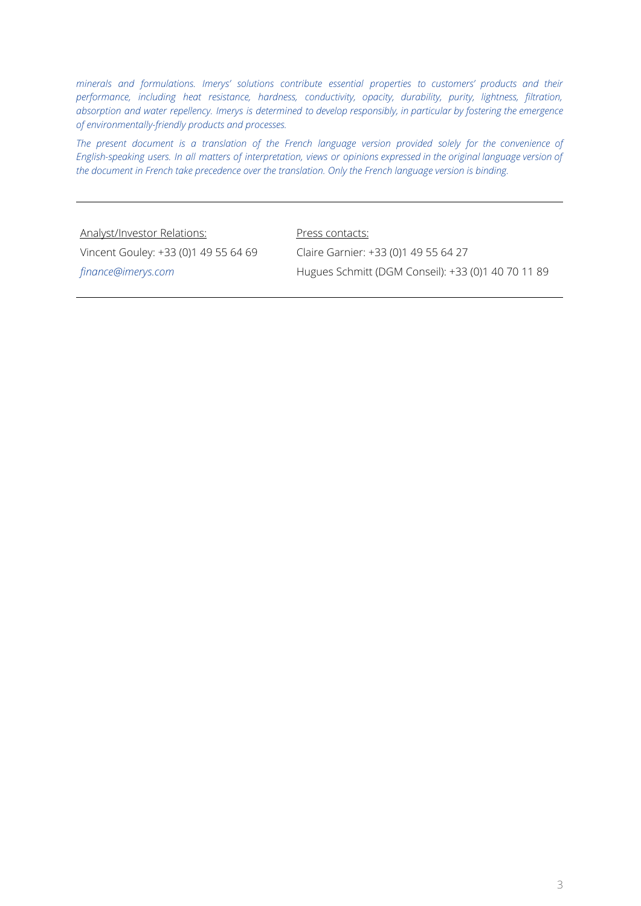*minerals and formulations. Imerys' solutions contribute essential properties to customers' products and their performance, including heat resistance, hardness, conductivity, opacity, durability, purity, lightness, filtration, absorption and water repellency. Imerys is determined to develop responsibly, in particular by fostering the emergence of environmentally-friendly products and processes.*

*The present document is a translation of the French language version provided solely for the convenience of English-speaking users. In all matters of interpretation, views or opinions expressed in the original language version of the document in French take precedence over the translation. Only the French language version is binding.*

---

| | |
|---|---|
| Analyst/Investor Relations: | Press contacts: |
| Vincent Gouley: +33 (0)1 49 55 64 69 | Claire Garnier: +33 (0)1 49 55 64 27 |
| *finance@imerys.com* | Hugues Schmitt (DGM Conseil): +33 (0)1 40 70 11 89 |

---